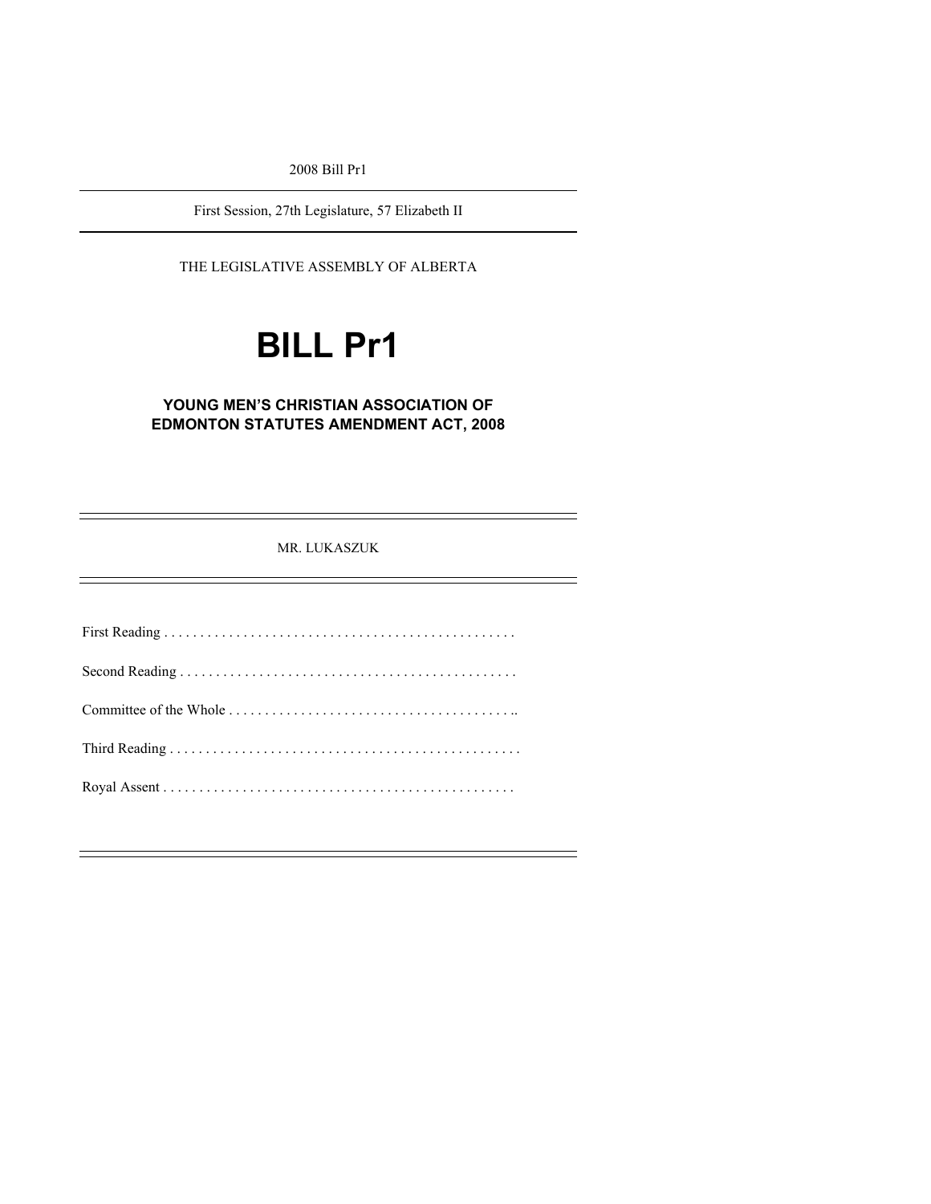2008 Bill Pr1

First Session, 27th Legislature, 57 Elizabeth II

THE LEGISLATIVE ASSEMBLY OF ALBERTA

# BILL Pr1

## YOUNG MEN'S CHRISTIAN ASSOCIATION OF EDMONTON STATUTES AMENDMENT ACT, 2008

MR. LUKASZUK

First Reading . . . . . . . . . . . . . . . . . . . . . . . . . . . . . . . . . . . . . . . . . . . . . . . . .

Second Reading . . . . . . . . . . . . . . . . . . . . . . . . . . . . . . . . . . . . . . . . . . . . . . .

Committee of the Whole . . . . . . . . . . . . . . . . . . . . . . . . . . . . . . . . . . . . . . . ..

Third Reading . . . . . . . . . . . . . . . . . . . . . . . . . . . . . . . . . . . . . . . . . . . . . . . . .

Royal Assent . . . . . . . . . . . . . . . . . . . . . . . . . . . . . . . . . . . . . . . . . . . . . . . . .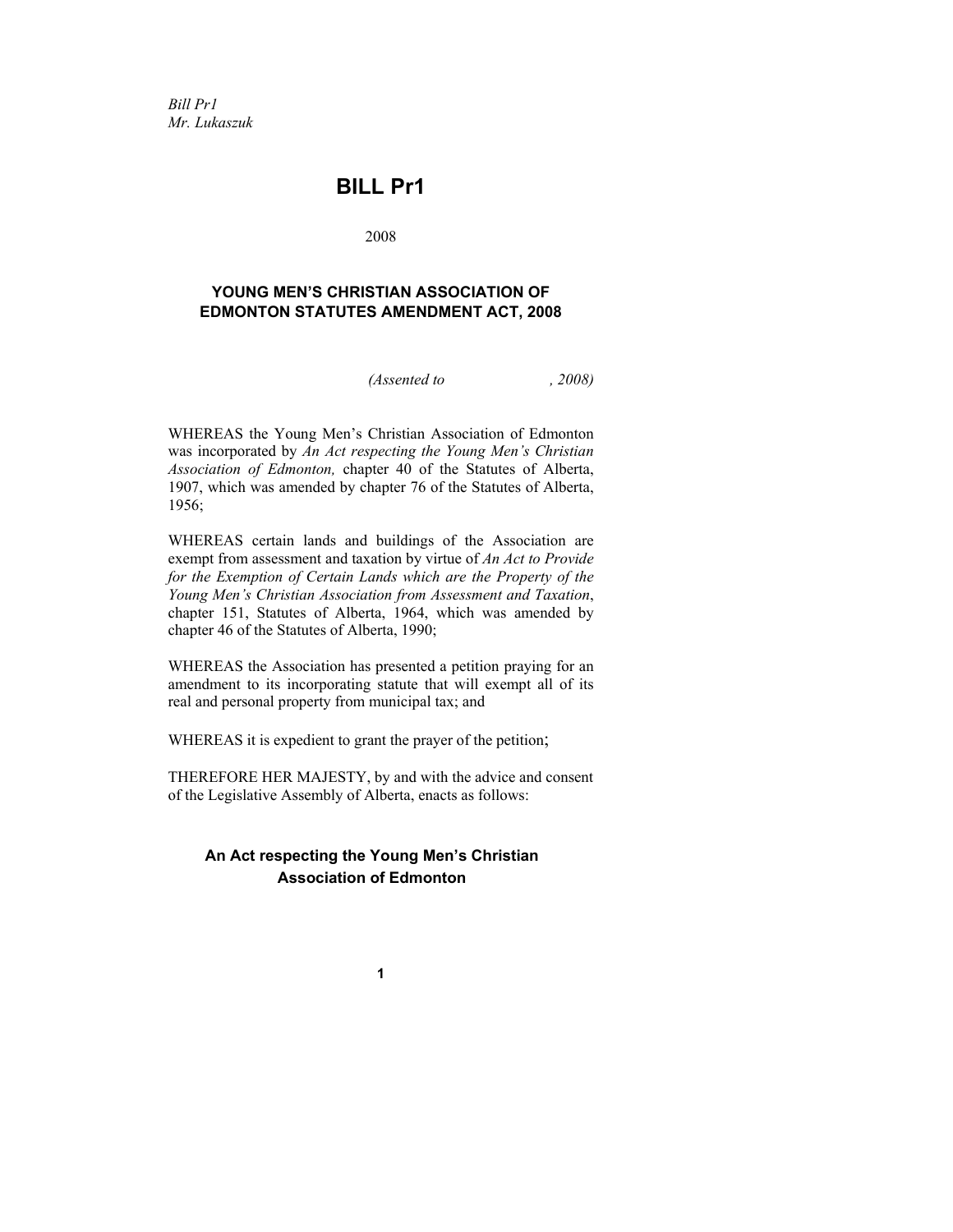*Bill Pr1*
*Mr. Lukaszuk*

# BILL Pr1

2008

## YOUNG MEN'S CHRISTIAN ASSOCIATION OF EDMONTON STATUTES AMENDMENT ACT, 2008

*(Assented to , 2008)*

WHEREAS the Young Men's Christian Association of Edmonton was incorporated by *An Act respecting the Young Men's Christian Association of Edmonton,* chapter 40 of the Statutes of Alberta, 1907, which was amended by chapter 76 of the Statutes of Alberta, 1956;

WHEREAS certain lands and buildings of the Association are exempt from assessment and taxation by virtue of *An Act to Provide for the Exemption of Certain Lands which are the Property of the Young Men's Christian Association from Assessment and Taxation*, chapter 151, Statutes of Alberta, 1964, which was amended by chapter 46 of the Statutes of Alberta, 1990;

WHEREAS the Association has presented a petition praying for an amendment to its incorporating statute that will exempt all of its real and personal property from municipal tax; and

WHEREAS it is expedient to grant the prayer of the petition;

THEREFORE HER MAJESTY, by and with the advice and consent of the Legislative Assembly of Alberta, enacts as follows:

### An Act respecting the Young Men's Christian Association of Edmonton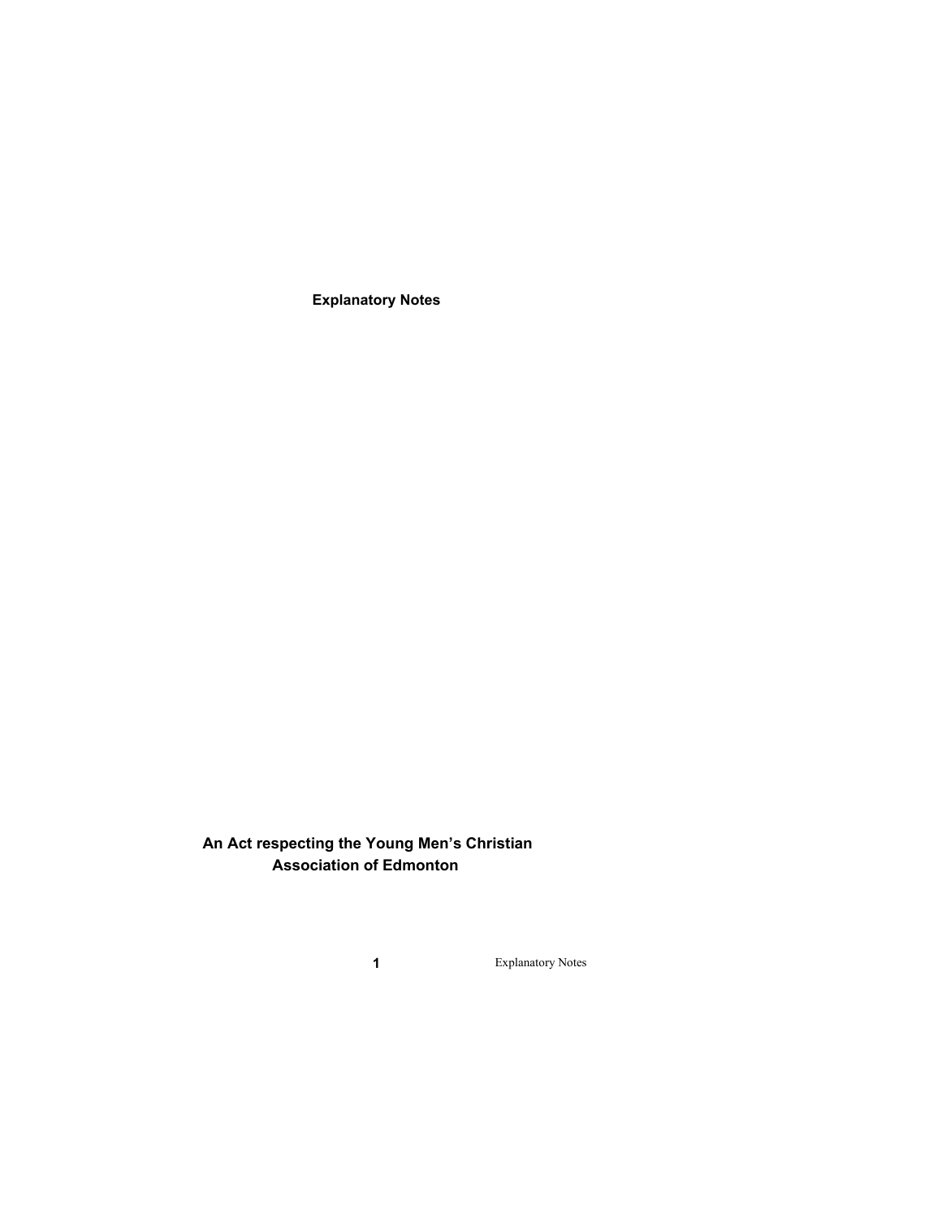# Explanatory Notes

## An Act respecting the Young Men's Christian Association of Edmonton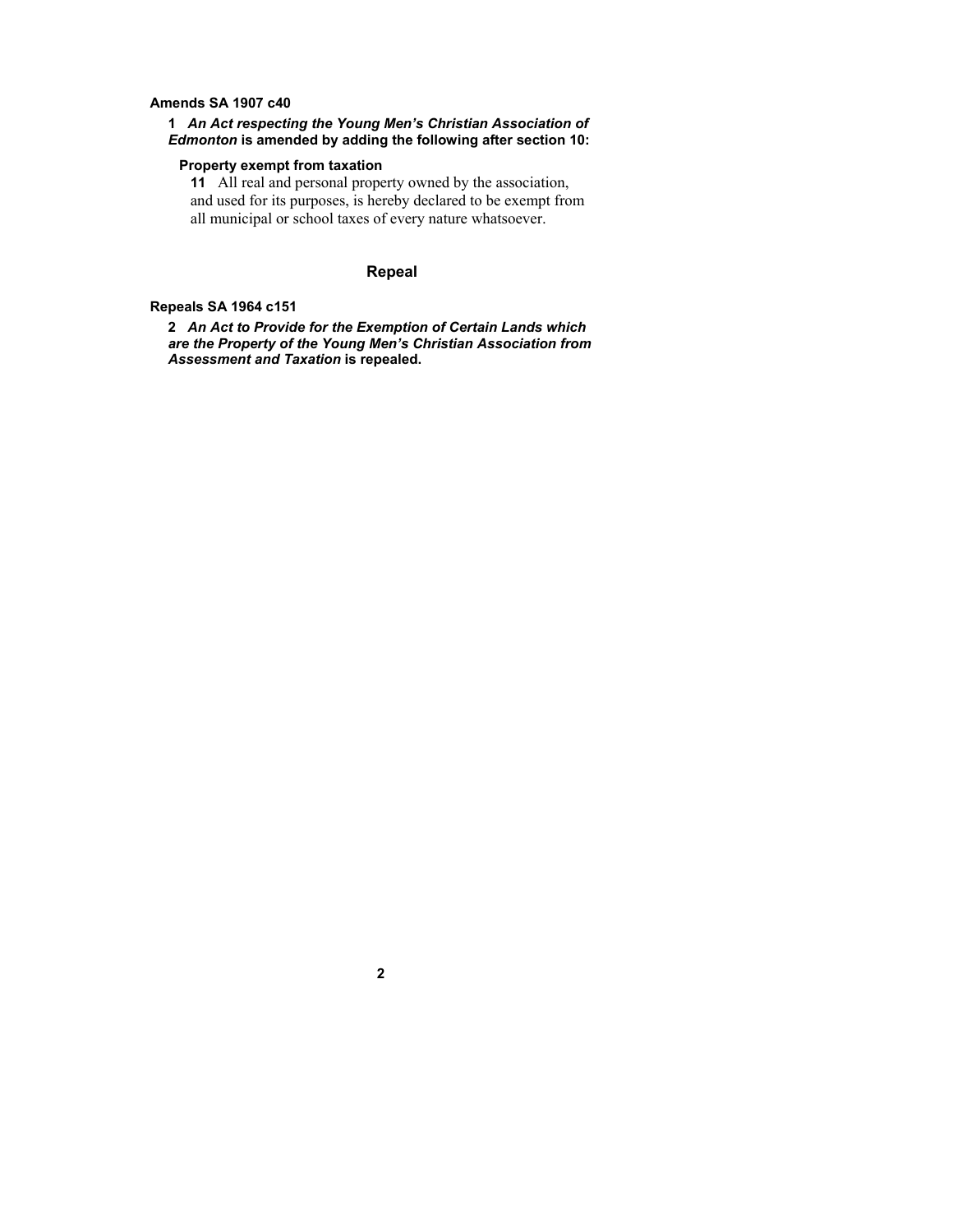**Amends SA 1907 c40**

**1** ***An Act respecting the Young Men's Christian Association of Edmonton* is amended by adding the following after section 10:**

**Property exempt from taxation**

**11** All real and personal property owned by the association, and used for its purposes, is hereby declared to be exempt from all municipal or school taxes of every nature whatsoever.

## Repeal

**Repeals SA 1964 c151**

**2** ***An Act to Provide for the Exemption of Certain Lands which are the Property of the Young Men's Christian Association from Assessment and Taxation* is repealed.**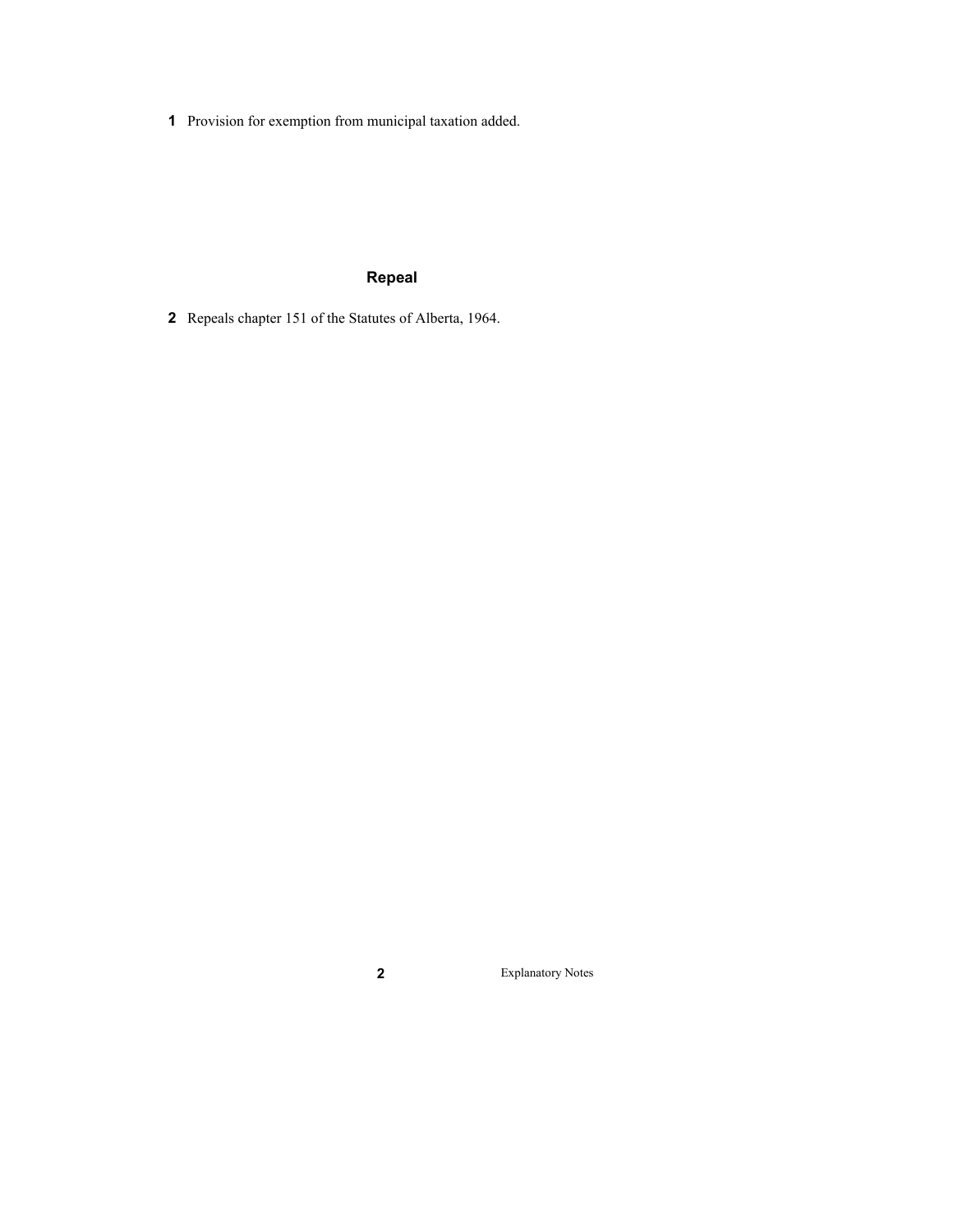**1** Provision for exemption from municipal taxation added.

## Repeal

**2** Repeals chapter 151 of the Statutes of Alberta, 1964.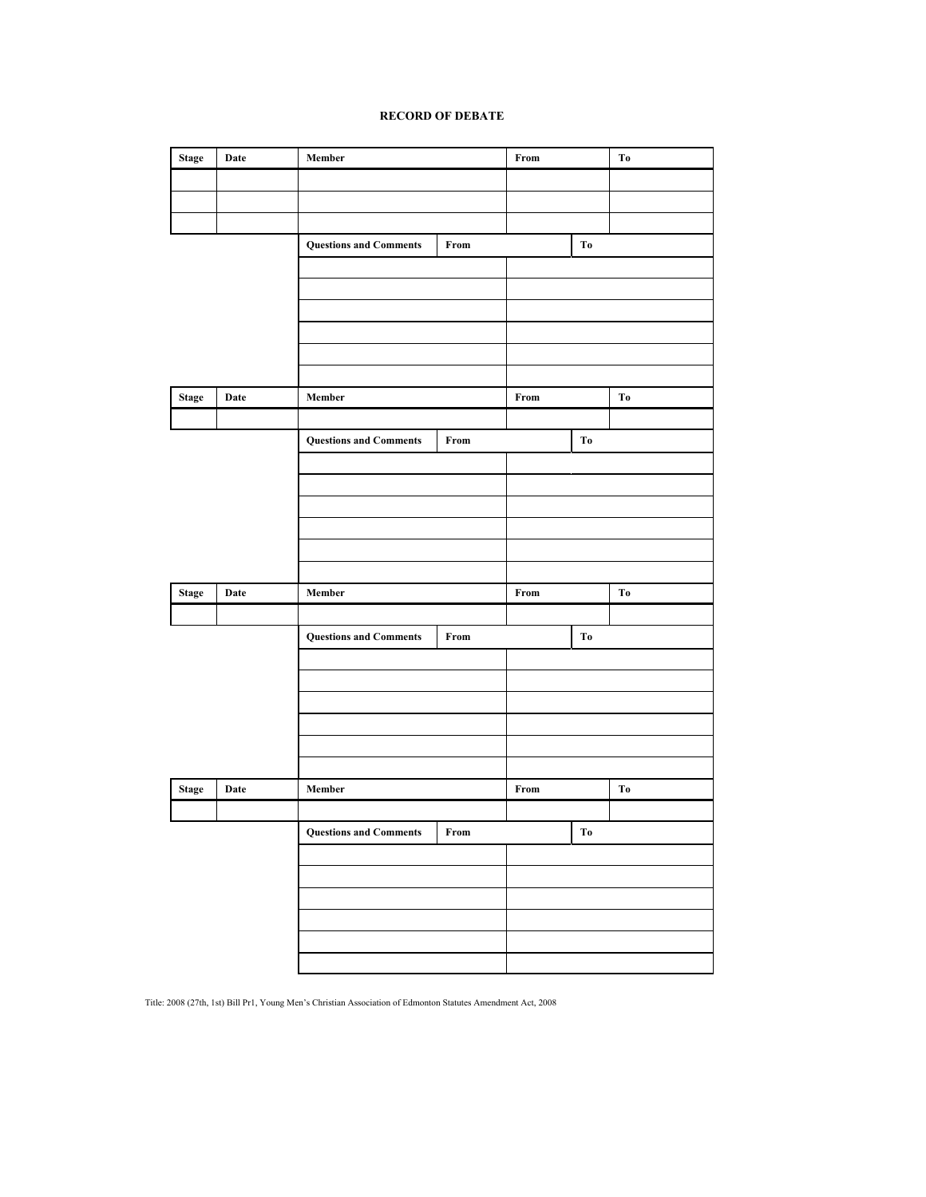**RECORD OF DEBATE**

| Stage | Date | Member | From | To |
|---|---|---|---|---|
| | | | | |
| | | | | |
| | | | | |

| Questions and Comments | From | To |
|---|---|---|
| | | |
| | | |
| | | |
| | | |
| | | |
| | | |

| Stage | Date | Member | From | To |
|---|---|---|---|---|
| | | | | |

| Questions and Comments | From | To |
|---|---|---|
| | | |
| | | |
| | | |
| | | |
| | | |
| | | |

| Stage | Date | Member | From | To |
|---|---|---|---|---|
| | | | | |

| Questions and Comments | From | To |
|---|---|---|
| | | |
| | | |
| | | |
| | | |
| | | |
| | | |

| Stage | Date | Member | From | To |
|---|---|---|---|---|
| | | | | |

| Questions and Comments | From | To |
|---|---|---|
| | | |
| | | |
| | | |
| | | |
| | | |
| | | |

Title: 2008 (27th, 1st) Bill Pr1, Young Men's Christian Association of Edmonton Statutes Amendment Act, 2008